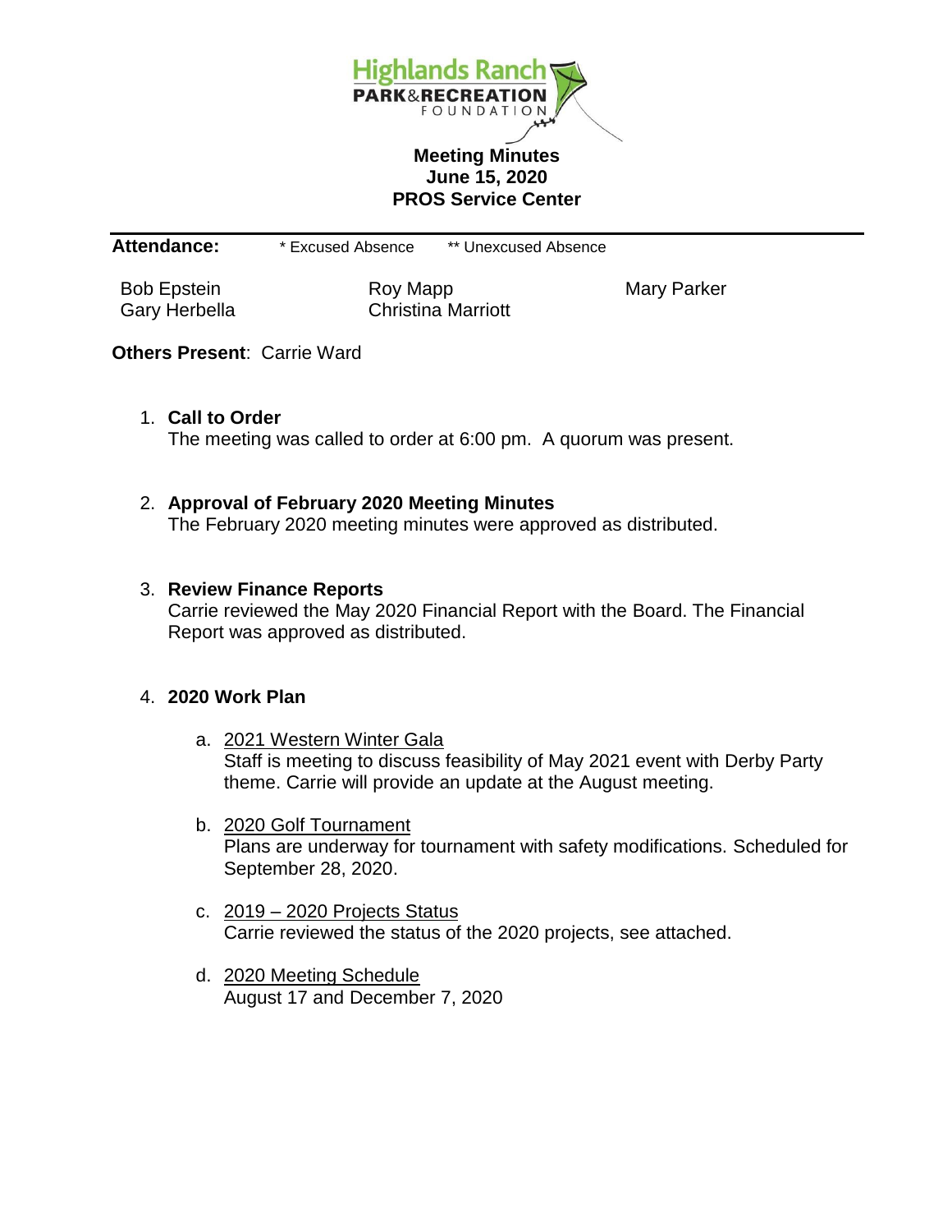Highlands Ranch PARK&RECREATION FOUNDATION

**Meeting Minutes**
**June 15, 2020**
**PROS Service Center**

---

**Attendance:** * Excused Absence ** Unexcused Absence

| | | |
|---|---|---|
| Bob Epstein | Roy Mapp | Mary Parker |
| Gary Herbella | Christina Marriott | |

**Others Present**: Carrie Ward

1. **Call to Order**
   The meeting was called to order at 6:00 pm. A quorum was present.

2. **Approval of February 2020 Meeting Minutes**
   The February 2020 meeting minutes were approved as distributed.

3. **Review Finance Reports**
   Carrie reviewed the May 2020 Financial Report with the Board. The Financial Report was approved as distributed.

4. **2020 Work Plan**

   a. 2021 Western Winter Gala
      Staff is meeting to discuss feasibility of May 2021 event with Derby Party theme. Carrie will provide an update at the August meeting.

   b. 2020 Golf Tournament
      Plans are underway for tournament with safety modifications. Scheduled for September 28, 2020.

   c. 2019 – 2020 Projects Status
      Carrie reviewed the status of the 2020 projects, see attached.

   d. 2020 Meeting Schedule
      August 17 and December 7, 2020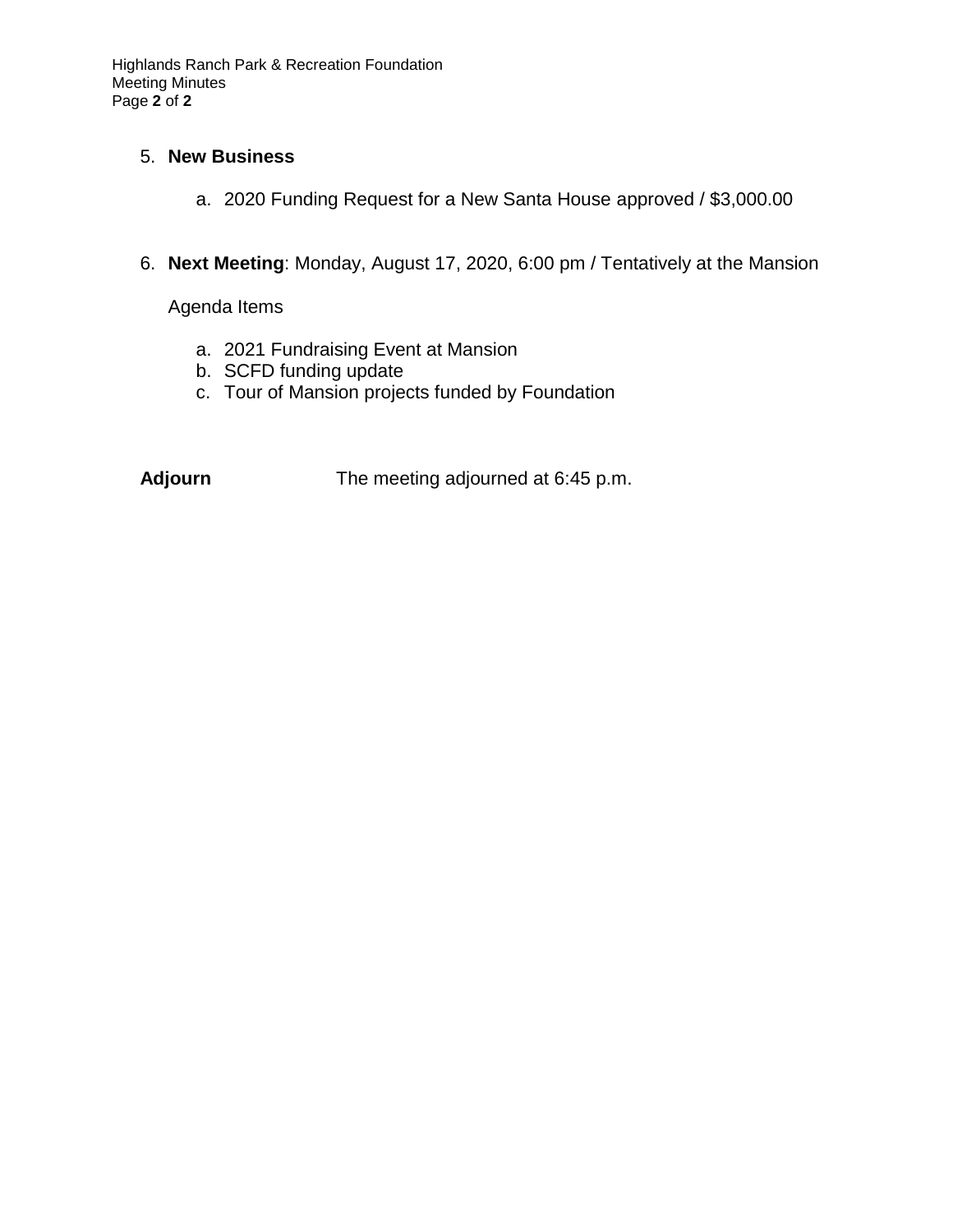5. **New Business**

    a. 2020 Funding Request for a New Santa House approved / $3,000.00

6. **Next Meeting**: Monday, August 17, 2020, 6:00 pm / Tentatively at the Mansion

    Agenda Items

    a. 2021 Fundraising Event at Mansion
    b. SCFD funding update
    c. Tour of Mansion projects funded by Foundation

**Adjourn** The meeting adjourned at 6:45 p.m.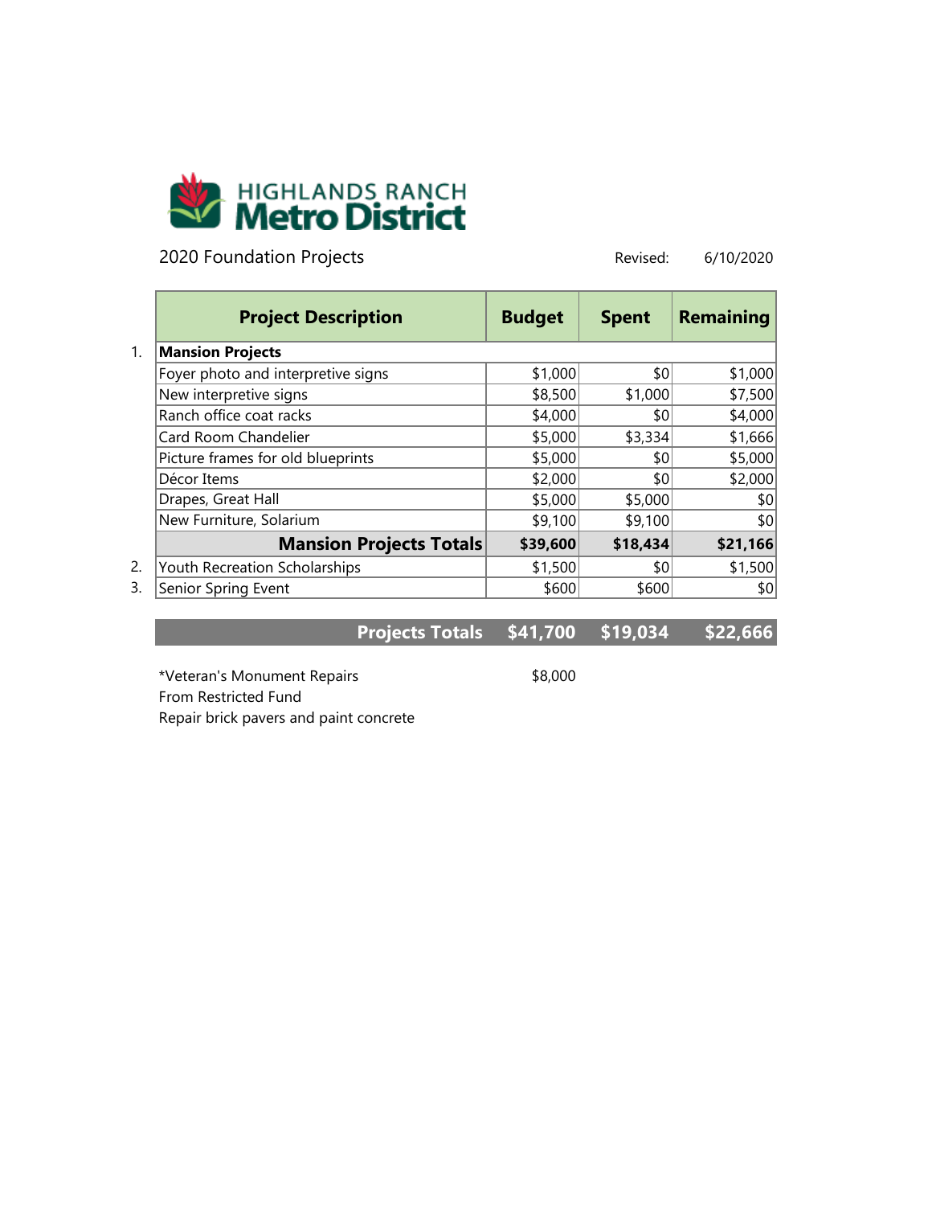HIGHLANDS RANCH
Metro District

2020 Foundation Projects

Revised: 6/10/2020

| | Project Description | Budget | Spent | Remaining |
|---|---|---|---|---|
| 1. | **Mansion Projects** | | | |
| | Foyer photo and interpretive signs | $1,000 | $0 | $1,000 |
| | New interpretive signs | $8,500 | $1,000 | $7,500 |
| | Ranch office coat racks | $4,000 | $0 | $4,000 |
| | Card Room Chandelier | $5,000 | $3,334 | $1,666 |
| | Picture frames for old blueprints | $5,000 | $0 | $5,000 |
| | Décor Items | $2,000 | $0 | $2,000 |
| | Drapes, Great Hall | $5,000 | $5,000 | $0 |
| | New Furniture, Solarium | $9,100 | $9,100 | $0 |
| | **Mansion Projects Totals** | **$39,600** | **$18,434** | **$21,166** |
| 2. | Youth Recreation Scholarships | $1,500 | $0 | $1,500 |
| 3. | Senior Spring Event | $600 | $600 | $0 |
| | **Projects Totals** | **$41,700** | **$19,034** | **$22,666** |

*Veteran's Monument Repairs $8,000
From Restricted Fund
Repair brick pavers and paint concrete